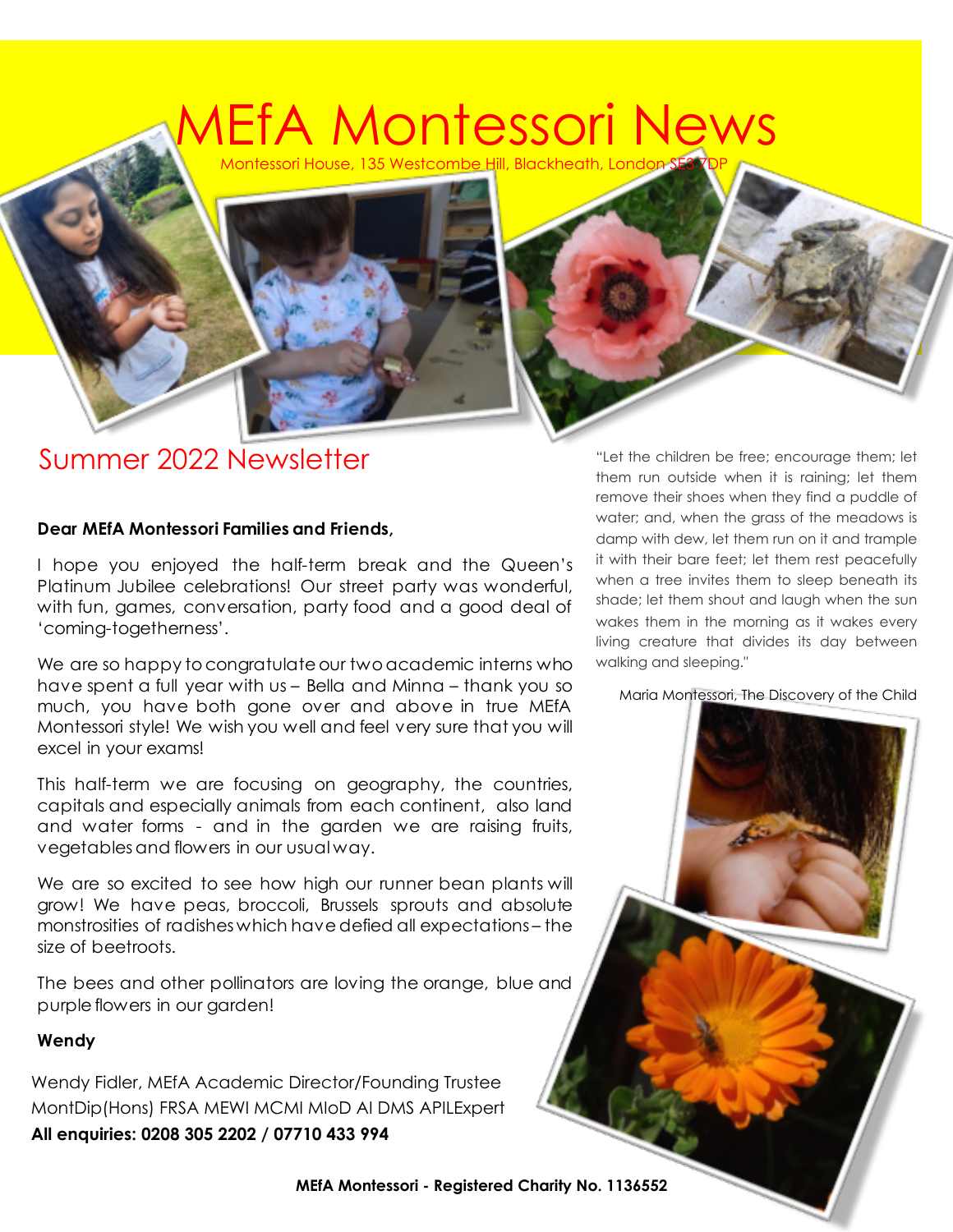# MEfA Montessori News

Montessori House, 135 Westcombe Hill, Blackheath, London SE3 7DP

## Summer 2022 Newsletter

**Dear MEfA Montessori Families and Friends,**

I hope you enjoyed the half-term break and the Queen's Platinum Jubilee celebrations! Our street party was wonderful, with fun, games, conversation, party food and a good deal of 'coming-togetherness'.

We are so happy to congratulate our two academic interns who have spent a full year with us – Bella and Minna – thank you so much, you have both gone over and above in true MEfA Montessori style! We wish you well and feel very sure that you will excel in your exams!

This half-term we are focusing on geography, the countries, capitals and especially animals from each continent, also land and water forms - and in the garden we are raising fruits, vegetables and flowers in our usual way.

We are so excited to see how high our runner bean plants will grow! We have peas, broccoli, Brussels sprouts and absolute monstrosities of radishes which have defied all expectations – the size of beetroots.

The bees and other pollinators are loving the orange, blue and purple flowers in our garden!

**Wendy**

Wendy Fidler, MEfA Academic Director/Founding Trustee
MontDip(Hons) FRSA MEWI MCMI MIoD AI DMS APILExpert
**All enquiries: 0208 305 2202 / 07710 433 994**

"Let the children be free; encourage them; let them run outside when it is raining; let them remove their shoes when they find a puddle of water; and, when the grass of the meadows is damp with dew, let them run on it and trample it with their bare feet; let them rest peacefully when a tree invites them to sleep beneath its shade; let them shout and laugh when the sun wakes them in the morning as it wakes every living creature that divides its day between walking and sleeping."

Maria Montessori, The Discovery of the Child

**MEfA Montessori - Registered Charity No. 1136552**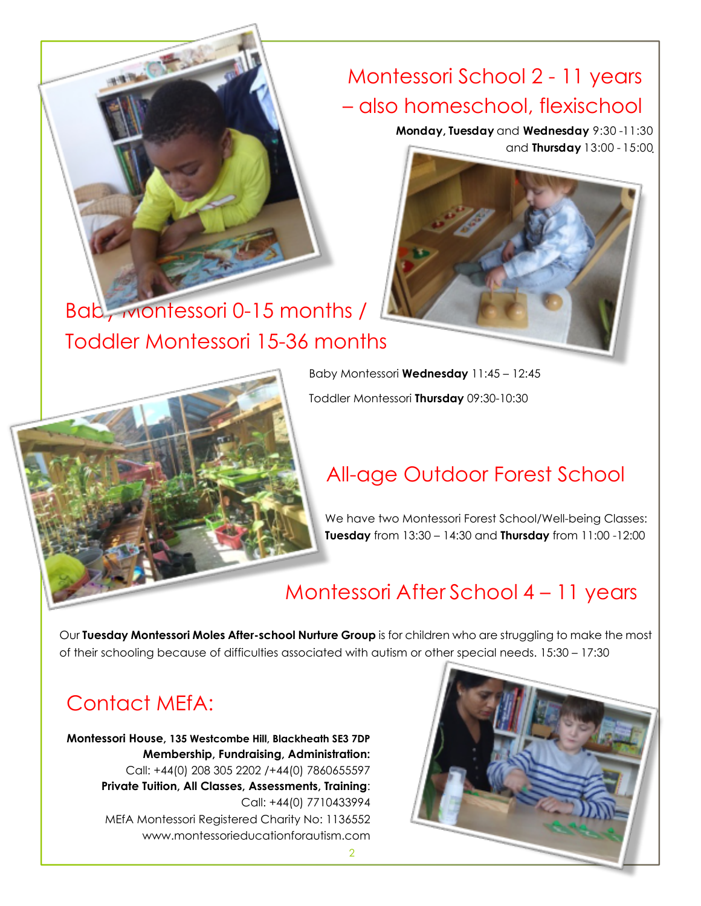## Montessori School 2 - 11 years – also homeschool, flexischool

**Monday, Tuesday** and **Wednesday** 9:30 -11:30 and **Thursday** 13:00 - 15:00

## Baby Montessori 0-15 months / Toddler Montessori 15-36 months

Baby Montessori **Wednesday** 11:45 – 12:45

Toddler Montessori **Thursday** 09:30-10:30

## All-age Outdoor Forest School

We have two Montessori Forest School/Well-being Classes: **Tuesday** from 13:30 – 14:30 and **Thursday** from 11:00 -12:00

## Montessori After School 4 – 11 years

Our **Tuesday Montessori Moles After-school Nurture Group** is for children who are struggling to make the most of their schooling because of difficulties associated with autism or other special needs. 15:30 – 17:30

## Contact MEfA:

**Montessori House, 135 Westcombe Hill, Blackheath SE3 7DP**
**Membership, Fundraising, Administration:**
Call: +44(0) 208 305 2202 /+44(0) 7860655597
**Private Tuition, All Classes, Assessments, Training**:
Call: +44(0) 7710433994
MEfA Montessori Registered Charity No: 1136552
www.montessorieducationforautism.com